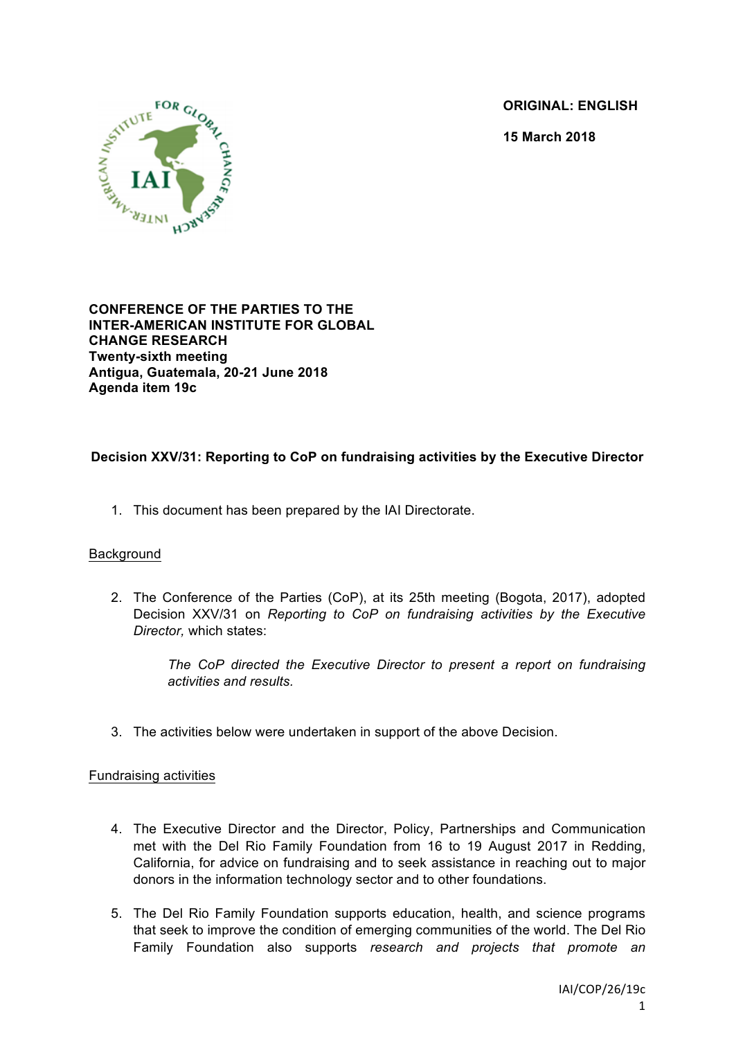ORIGINAL: ENGLISH

15 March 2018

**CONFERENCE OF THE PARTIES TO THE INTER-AMERICAN INSTITUTE FOR GLOBAL CHANGE RESEARCH**
**Twenty-sixth meeting**
**Antigua, Guatemala, 20-21 June 2018**
**Agenda item 19c**

## Decision XXV/31: Reporting to CoP on fundraising activities by the Executive Director

1. This document has been prepared by the IAI Directorate.

### Background

2. The Conference of the Parties (CoP), at its 25th meeting (Bogota, 2017), adopted Decision XXV/31 on *Reporting to CoP on fundraising activities by the Executive Director,* which states:

   *The CoP directed the Executive Director to present a report on fundraising activities and results.*

3. The activities below were undertaken in support of the above Decision.

### Fundraising activities

4. The Executive Director and the Director, Policy, Partnerships and Communication met with the Del Rio Family Foundation from 16 to 19 August 2017 in Redding, California, for advice on fundraising and to seek assistance in reaching out to major donors in the information technology sector and to other foundations.

5. The Del Rio Family Foundation supports education, health, and science programs that seek to improve the condition of emerging communities of the world. The Del Rio Family Foundation also supports *research and projects that promote an*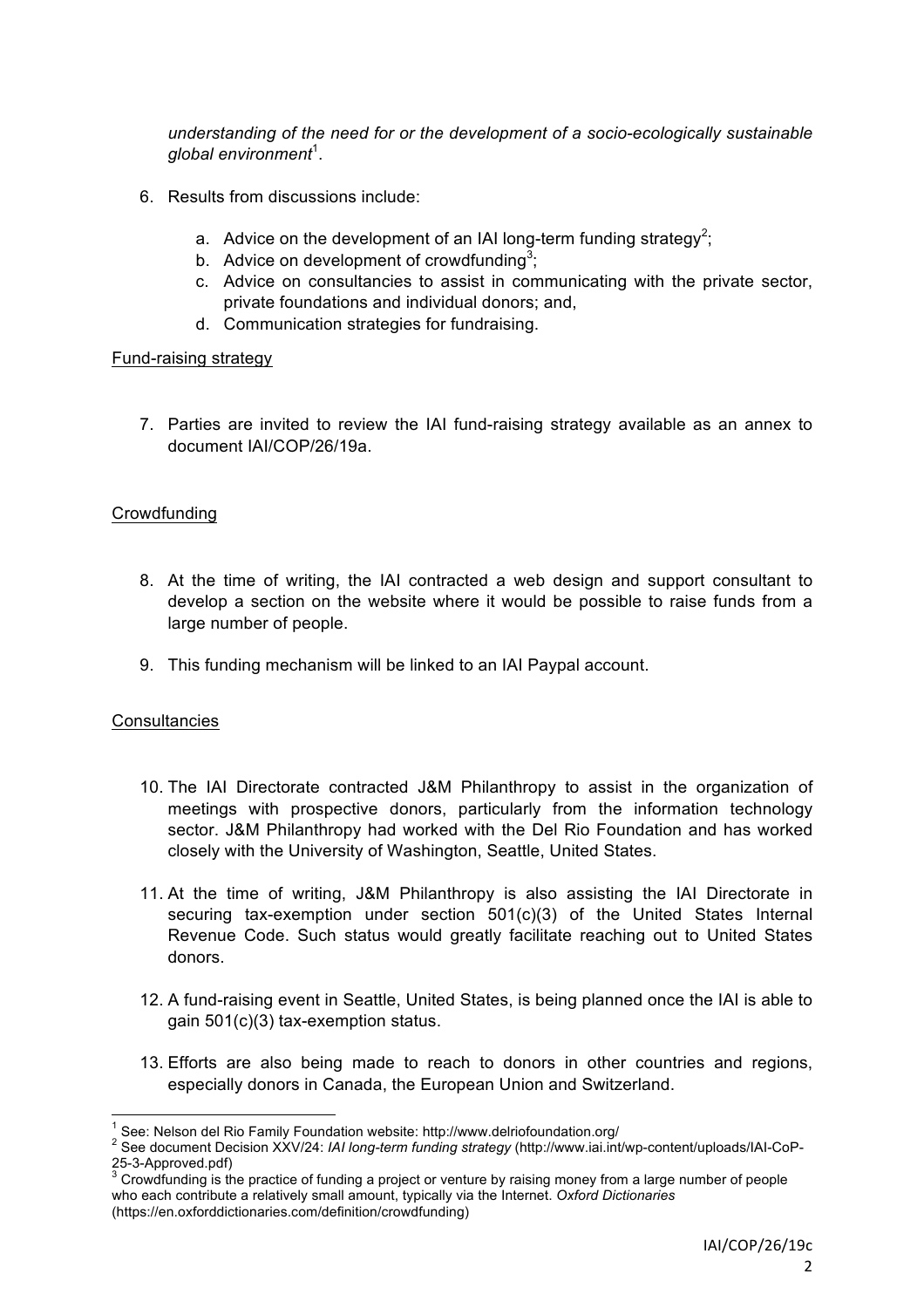*understanding of the need for or the development of a socio-ecologically sustainable global environment*[1].

6. Results from discussions include:

   a. Advice on the development of an IAI long-term funding strategy[2];
   b. Advice on development of crowdfunding[3];
   c. Advice on consultancies to assist in communicating with the private sector, private foundations and individual donors; and,
   d. Communication strategies for fundraising.

Fund-raising strategy

7. Parties are invited to review the IAI fund-raising strategy available as an annex to document IAI/COP/26/19a.

Crowdfunding

8. At the time of writing, the IAI contracted a web design and support consultant to develop a section on the website where it would be possible to raise funds from a large number of people.

9. This funding mechanism will be linked to an IAI Paypal account.

Consultancies

10. The IAI Directorate contracted J&M Philanthropy to assist in the organization of meetings with prospective donors, particularly from the information technology sector. J&M Philanthropy had worked with the Del Rio Foundation and has worked closely with the University of Washington, Seattle, United States.

11. At the time of writing, J&M Philanthropy is also assisting the IAI Directorate in securing tax-exemption under section 501(c)(3) of the United States Internal Revenue Code. Such status would greatly facilitate reaching out to United States donors.

12. A fund-raising event in Seattle, United States, is being planned once the IAI is able to gain 501(c)(3) tax-exemption status.

13. Efforts are also being made to reach to donors in other countries and regions, especially donors in Canada, the European Union and Switzerland.

---

[1] See: Nelson del Rio Family Foundation website: http://www.delriofoundation.org/

[2] See document Decision XXV/24: *IAI long-term funding strategy* (http://www.iai.int/wp-content/uploads/IAI-CoP-25-3-Approved.pdf)

[3] Crowdfunding is the practice of funding a project or venture by raising money from a large number of people who each contribute a relatively small amount, typically via the Internet. *Oxford Dictionaries* (https://en.oxforddictionaries.com/definition/crowdfunding)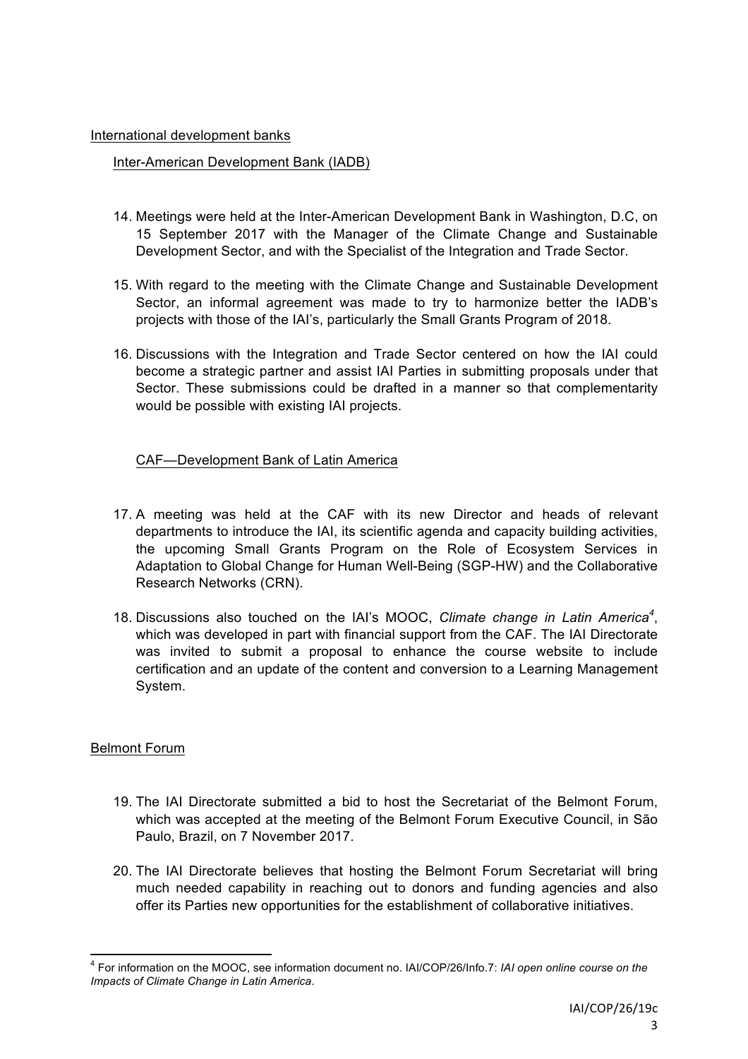## International development banks

### Inter-American Development Bank (IADB)

14. Meetings were held at the Inter-American Development Bank in Washington, D.C, on 15 September 2017 with the Manager of the Climate Change and Sustainable Development Sector, and with the Specialist of the Integration and Trade Sector.

15. With regard to the meeting with the Climate Change and Sustainable Development Sector, an informal agreement was made to try to harmonize better the IADB's projects with those of the IAI's, particularly the Small Grants Program of 2018.

16. Discussions with the Integration and Trade Sector centered on how the IAI could become a strategic partner and assist IAI Parties in submitting proposals under that Sector. These submissions could be drafted in a manner so that complementarity would be possible with existing IAI projects.

### CAF—Development Bank of Latin America

17. A meeting was held at the CAF with its new Director and heads of relevant departments to introduce the IAI, its scientific agenda and capacity building activities, the upcoming Small Grants Program on the Role of Ecosystem Services in Adaptation to Global Change for Human Well-Being (SGP-HW) and the Collaborative Research Networks (CRN).

18. Discussions also touched on the IAI's MOOC, *Climate change in Latin America*[4], which was developed in part with financial support from the CAF. The IAI Directorate was invited to submit a proposal to enhance the course website to include certification and an update of the content and conversion to a Learning Management System.

## Belmont Forum

19. The IAI Directorate submitted a bid to host the Secretariat of the Belmont Forum, which was accepted at the meeting of the Belmont Forum Executive Council, in São Paulo, Brazil, on 7 November 2017.

20. The IAI Directorate believes that hosting the Belmont Forum Secretariat will bring much needed capability in reaching out to donors and funding agencies and also offer its Parties new opportunities for the establishment of collaborative initiatives.

---

[4] For information on the MOOC, see information document no. IAI/COP/26/Info.7: *IAI open online course on the Impacts of Climate Change in Latin America*.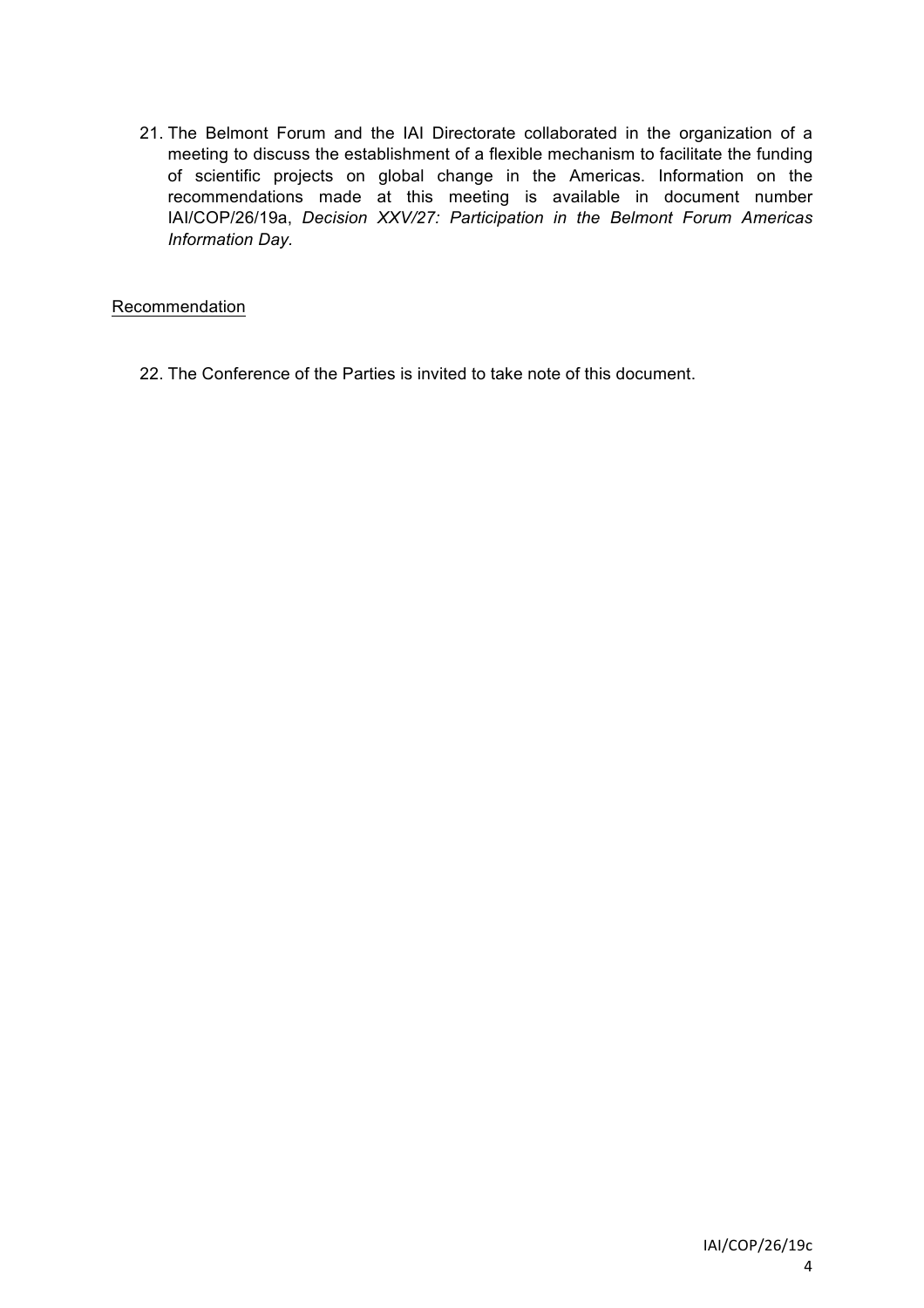21. The Belmont Forum and the IAI Directorate collaborated in the organization of a meeting to discuss the establishment of a flexible mechanism to facilitate the funding of scientific projects on global change in the Americas. Information on the recommendations made at this meeting is available in document number IAI/COP/26/19a, *Decision XXV/27: Participation in the Belmont Forum Americas Information Day*.

Recommendation

22. The Conference of the Parties is invited to take note of this document.